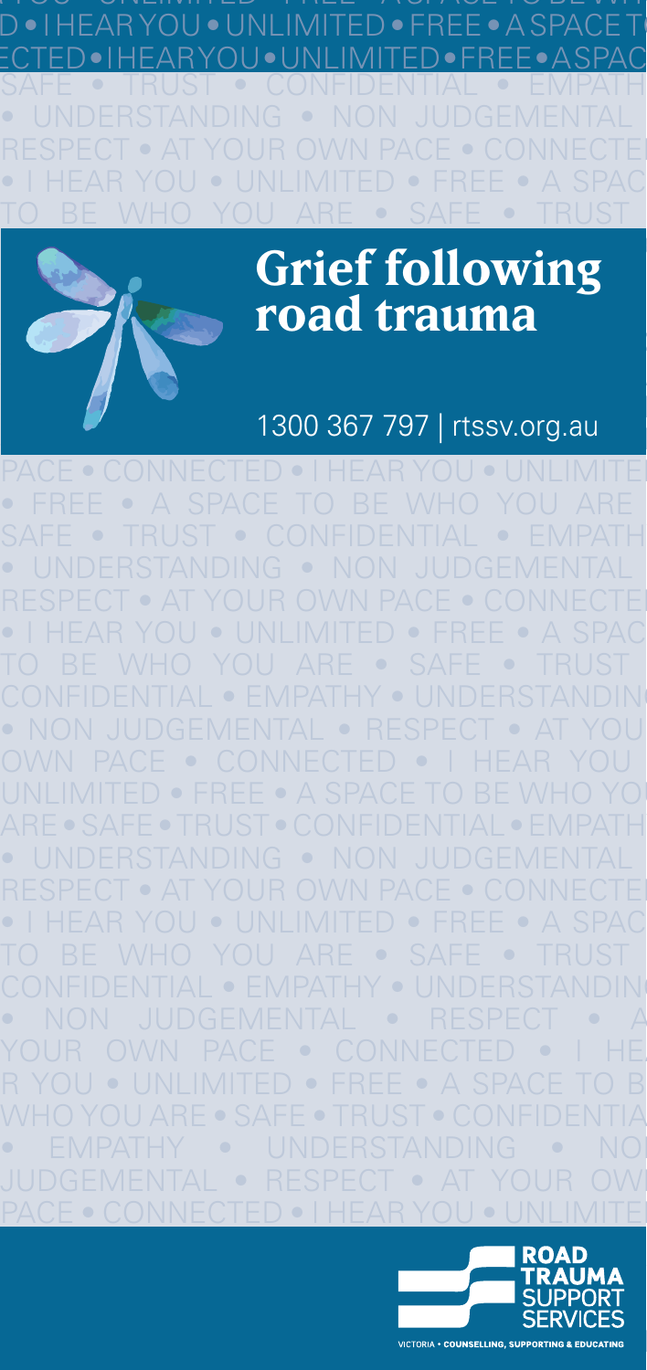# Grief following road trauma

1300 367 797 | rtssv.org.au

ROAD TRAUMA SUPPORT SERVICES

VICTORIA • COUNSELLING, SUPPORTING & EDUCATING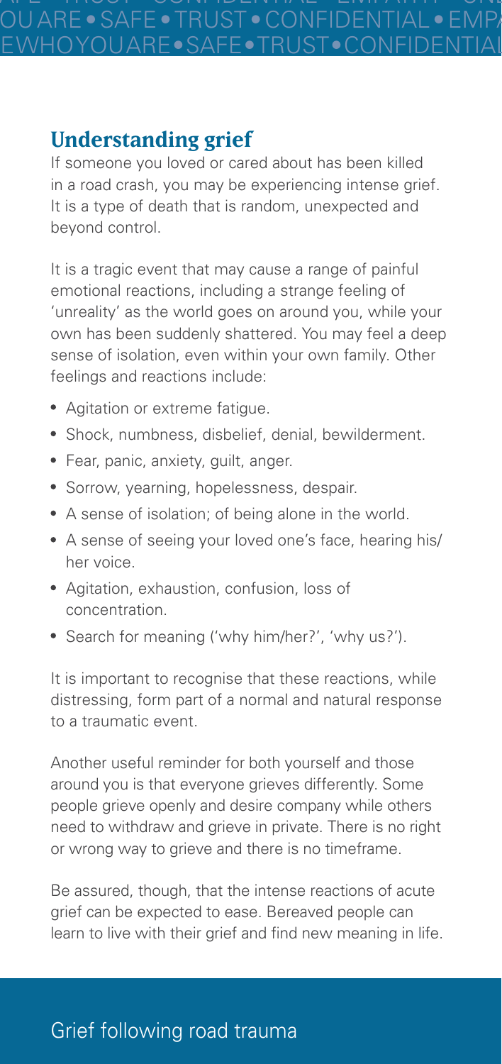## Understanding grief

If someone you loved or cared about has been killed in a road crash, you may be experiencing intense grief. It is a type of death that is random, unexpected and beyond control.

It is a tragic event that may cause a range of painful emotional reactions, including a strange feeling of 'unreality' as the world goes on around you, while your own has been suddenly shattered. You may feel a deep sense of isolation, even within your own family. Other feelings and reactions include:

- Agitation or extreme fatigue.
- Shock, numbness, disbelief, denial, bewilderment.
- Fear, panic, anxiety, guilt, anger.
- Sorrow, yearning, hopelessness, despair.
- A sense of isolation; of being alone in the world.
- A sense of seeing your loved one's face, hearing his/her voice.
- Agitation, exhaustion, confusion, loss of concentration.
- Search for meaning ('why him/her?', 'why us?').

It is important to recognise that these reactions, while distressing, form part of a normal and natural response to a traumatic event.

Another useful reminder for both yourself and those around you is that everyone grieves differently. Some people grieve openly and desire company while others need to withdraw and grieve in private. There is no right or wrong way to grieve and there is no timeframe.

Be assured, though, that the intense reactions of acute grief can be expected to ease. Bereaved people can learn to live with their grief and find new meaning in life.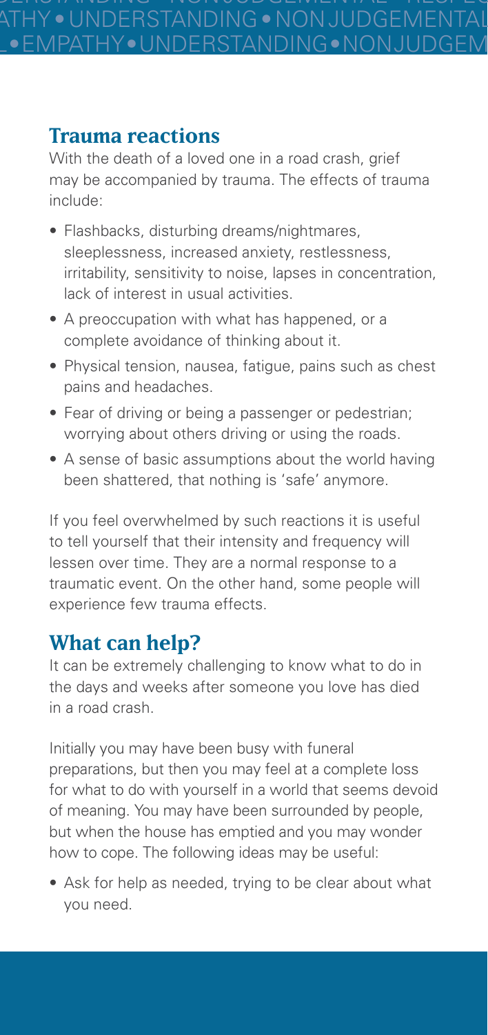## Trauma reactions

With the death of a loved one in a road crash, grief may be accompanied by trauma. The effects of trauma include:

- Flashbacks, disturbing dreams/nightmares, sleeplessness, increased anxiety, restlessness, irritability, sensitivity to noise, lapses in concentration, lack of interest in usual activities.
- A preoccupation with what has happened, or a complete avoidance of thinking about it.
- Physical tension, nausea, fatigue, pains such as chest pains and headaches.
- Fear of driving or being a passenger or pedestrian; worrying about others driving or using the roads.
- A sense of basic assumptions about the world having been shattered, that nothing is 'safe' anymore.

If you feel overwhelmed by such reactions it is useful to tell yourself that their intensity and frequency will lessen over time. They are a normal response to a traumatic event. On the other hand, some people will experience few trauma effects.

## What can help?

It can be extremely challenging to know what to do in the days and weeks after someone you love has died in a road crash.

Initially you may have been busy with funeral preparations, but then you may feel at a complete loss for what to do with yourself in a world that seems devoid of meaning. You may have been surrounded by people, but when the house has emptied and you may wonder how to cope. The following ideas may be useful:

- Ask for help as needed, trying to be clear about what you need.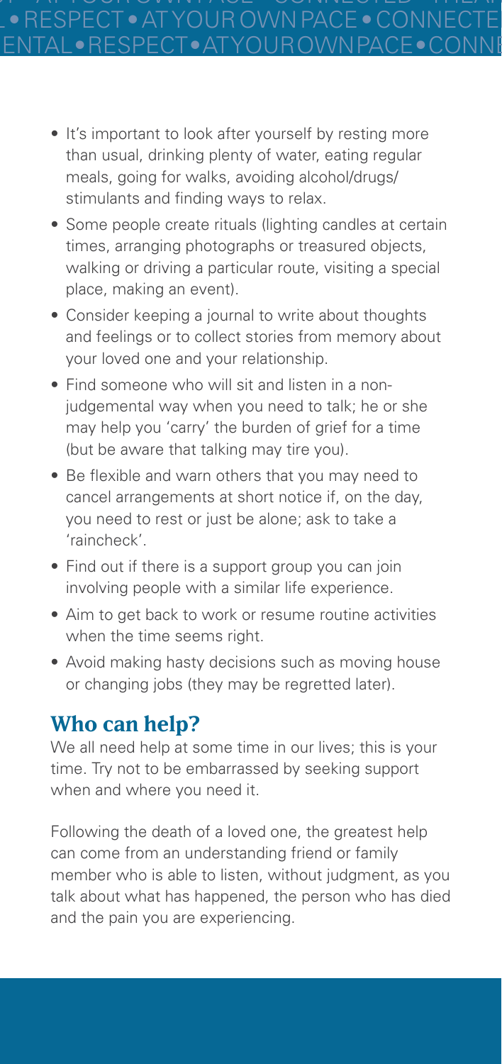- It's important to look after yourself by resting more than usual, drinking plenty of water, eating regular meals, going for walks, avoiding alcohol/drugs/stimulants and finding ways to relax.
- Some people create rituals (lighting candles at certain times, arranging photographs or treasured objects, walking or driving a particular route, visiting a special place, making an event).
- Consider keeping a journal to write about thoughts and feelings or to collect stories from memory about your loved one and your relationship.
- Find someone who will sit and listen in a non-judgemental way when you need to talk; he or she may help you 'carry' the burden of grief for a time (but be aware that talking may tire you).
- Be flexible and warn others that you may need to cancel arrangements at short notice if, on the day, you need to rest or just be alone; ask to take a 'raincheck'.
- Find out if there is a support group you can join involving people with a similar life experience.
- Aim to get back to work or resume routine activities when the time seems right.
- Avoid making hasty decisions such as moving house or changing jobs (they may be regretted later).

## Who can help?

We all need help at some time in our lives; this is your time. Try not to be embarrassed by seeking support when and where you need it.

Following the death of a loved one, the greatest help can come from an understanding friend or family member who is able to listen, without judgment, as you talk about what has happened, the person who has died and the pain you are experiencing.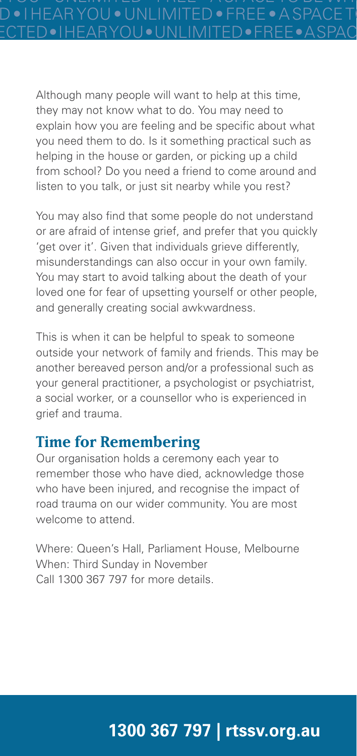Although many people will want to help at this time, they may not know what to do. You may need to explain how you are feeling and be specific about what you need them to do. Is it something practical such as helping in the house or garden, or picking up a child from school? Do you need a friend to come around and listen to you talk, or just sit nearby while you rest?

You may also find that some people do not understand or are afraid of intense grief, and prefer that you quickly 'get over it'. Given that individuals grieve differently, misunderstandings can also occur in your own family. You may start to avoid talking about the death of your loved one for fear of upsetting yourself or other people, and generally creating social awkwardness.

This is when it can be helpful to speak to someone outside your network of family and friends. This may be another bereaved person and/or a professional such as your general practitioner, a psychologist or psychiatrist, a social worker, or a counsellor who is experienced in grief and trauma.

## Time for Remembering

Our organisation holds a ceremony each year to remember those who have died, acknowledge those who have been injured, and recognise the impact of road trauma on our wider community. You are most welcome to attend.

Where: Queen's Hall, Parliament House, Melbourne
When: Third Sunday in November
Call 1300 367 797 for more details.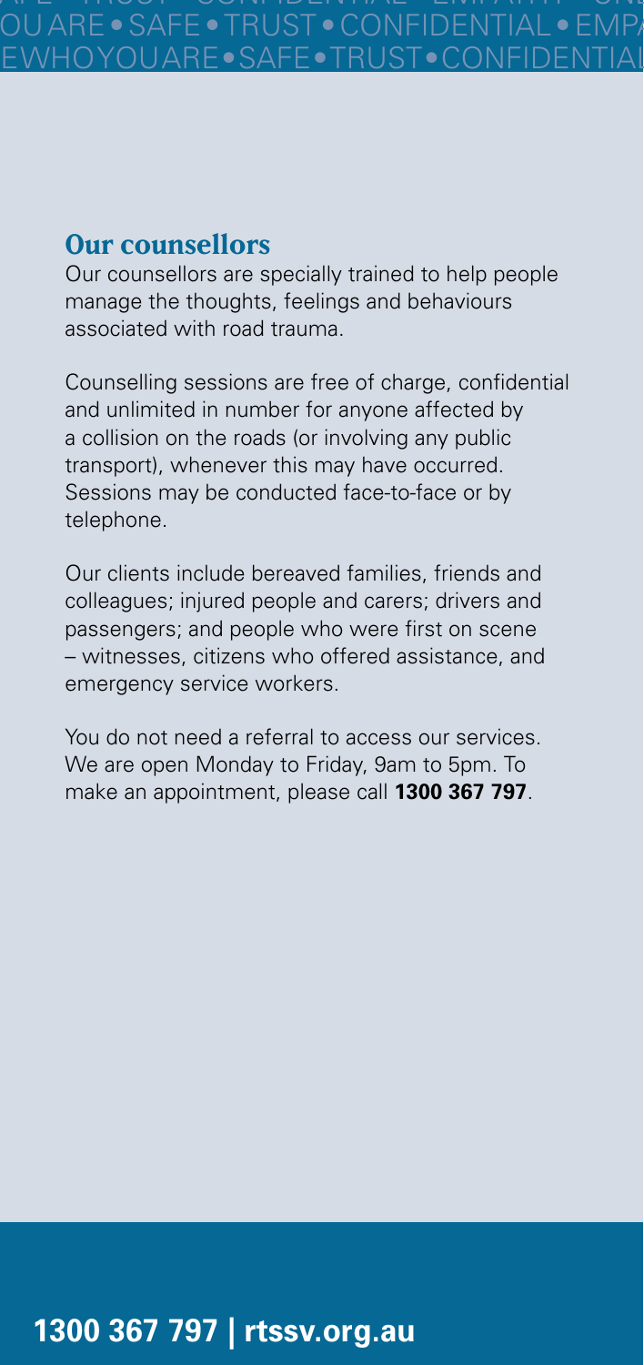## Our counsellors

Our counsellors are specially trained to help people manage the thoughts, feelings and behaviours associated with road trauma.

Counselling sessions are free of charge, confidential and unlimited in number for anyone affected by a collision on the roads (or involving any public transport), whenever this may have occurred. Sessions may be conducted face-to-face or by telephone.

Our clients include bereaved families, friends and colleagues; injured people and carers; drivers and passengers; and people who were first on scene – witnesses, citizens who offered assistance, and emergency service workers.

You do not need a referral to access our services. We are open Monday to Friday, 9am to 5pm. To make an appointment, please call **1300 367 797**.

**1300 367 797 | rtssv.org.au**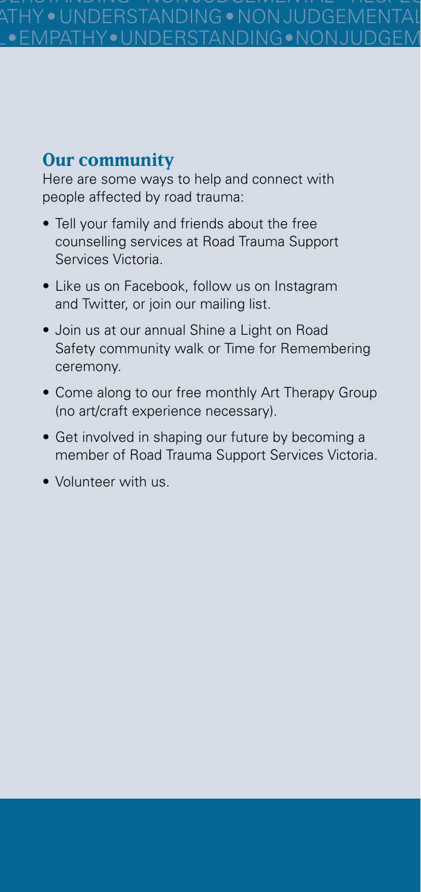## Our community

Here are some ways to help and connect with people affected by road trauma:

- Tell your family and friends about the free counselling services at Road Trauma Support Services Victoria.
- Like us on Facebook, follow us on Instagram and Twitter, or join our mailing list.
- Join us at our annual Shine a Light on Road Safety community walk or Time for Remembering ceremony.
- Come along to our free monthly Art Therapy Group (no art/craft experience necessary).
- Get involved in shaping our future by becoming a member of Road Trauma Support Services Victoria.
- Volunteer with us.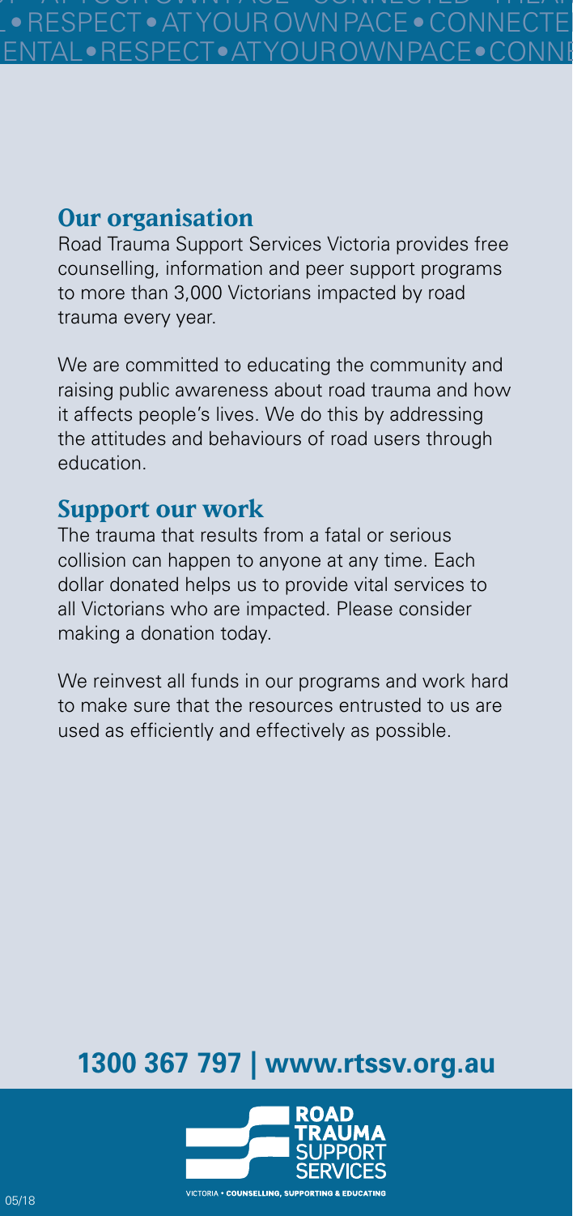## Our organisation

Road Trauma Support Services Victoria provides free counselling, information and peer support programs to more than 3,000 Victorians impacted by road trauma every year.

We are committed to educating the community and raising public awareness about road trauma and how it affects people's lives. We do this by addressing the attitudes and behaviours of road users through education.

## Support our work

The trauma that results from a fatal or serious collision can happen to anyone at any time. Each dollar donated helps us to provide vital services to all Victorians who are impacted. Please consider making a donation today.

We reinvest all funds in our programs and work hard to make sure that the resources entrusted to us are used as efficiently and effectively as possible.

**1300 367 797 | www.rtssv.org.au**

ROAD TRAUMA SUPPORT SERVICES

VICTORIA • COUNSELLING, SUPPORTING & EDUCATING

05/18